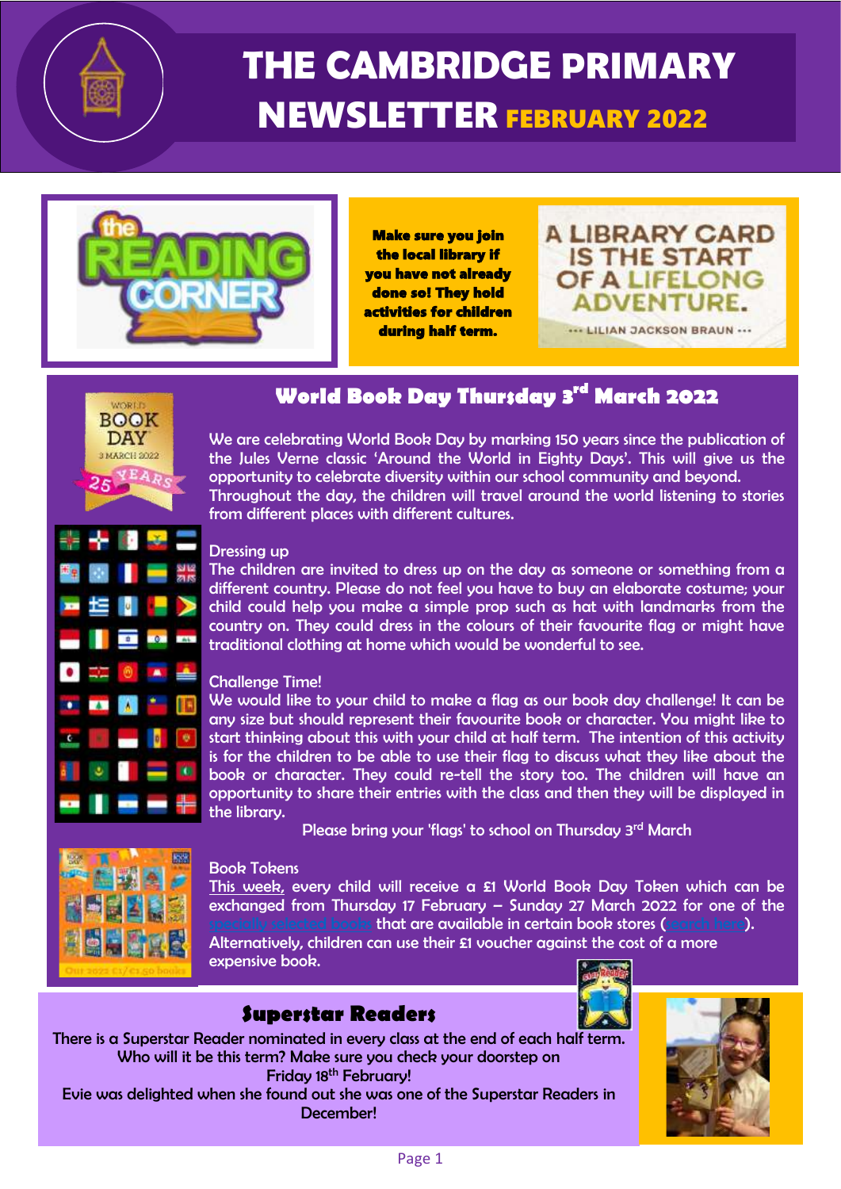# THE CAMBRIDGE PRIMARY NEWSLETTER FEBRUARY 2022

**Make sure you join the local library if you have not already done so! They hold activities for children during half term.**

A LIBRARY CARD IS THE START OF A LIFELONG ADVENTURE.
··· LILIAN JACKSON BRAUN ···

## World Book Day Thursday 3rd March 2022

We are celebrating World Book Day by marking 150 years since the publication of the Jules Verne classic 'Around the World in Eighty Days'. This will give us the opportunity to celebrate diversity within our school community and beyond. Throughout the day, the children will travel around the world listening to stories from different places with different cultures.

Dressing up
The children are invited to dress up on the day as someone or something from a different country. Please do not feel you have to buy an elaborate costume; your child could help you make a simple prop such as hat with landmarks from the country on. They could dress in the colours of their favourite flag or might have traditional clothing at home which would be wonderful to see.

Challenge Time!
We would like to your child to make a flag as our book day challenge! It can be any size but should represent their favourite book or character. You might like to start thinking about this with your child at half term. The intention of this activity is for the children to be able to use their flag to discuss what they like about the book or character. They could re-tell the story too. The children will have an opportunity to share their entries with the class and then they will be displayed in the library.

Please bring your 'flags' to school on Thursday 3rd March

Book Tokens
This week, every child will receive a £1 World Book Day Token which can be exchanged from Thursday 17 February – Sunday 27 March 2022 for one of the specially selected books that are available in certain book stores (search here). Alternatively, children can use their £1 voucher against the cost of a more expensive book.

## Superstar Readers

There is a Superstar Reader nominated in every class at the end of each half term. Who will it be this term? Make sure you check your doorstep on Friday 18th February!
Evie was delighted when she found out she was one of the Superstar Readers in December!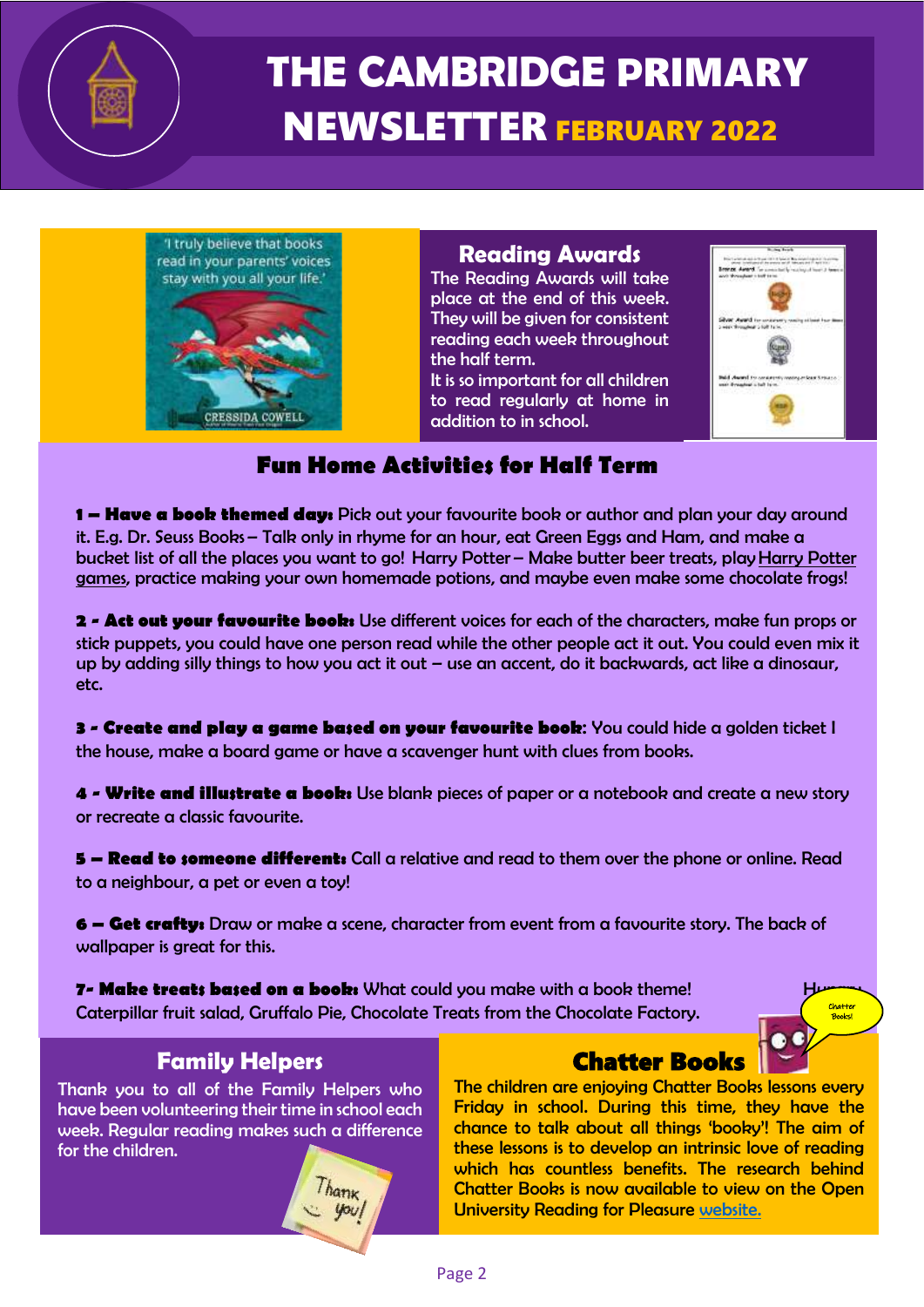# THE CAMBRIDGE PRIMARY NEWSLETTER FEBRUARY 2022

'I truly believe that books read in your parents' voices stay with you all your life.'

CRESSIDA COWELL

## Reading Awards

The Reading Awards will take place at the end of this week. They will be given for consistent reading each week throughout the half term.

It is so important for all children to read regularly at home in addition to in school.

## Fun Home Activities for Half Term

**1 – Have a book themed day:** Pick out your favourite book or author and plan your day around it. E.g. Dr. Seuss Books – Talk only in rhyme for an hour, eat Green Eggs and Ham, and make a bucket list of all the places you want to go! Harry Potter – Make butter beer treats, play Harry Potter games, practice making your own homemade potions, and maybe even make some chocolate frogs!

**2 - Act out your favourite book:** Use different voices for each of the characters, make fun props or stick puppets, you could have one person read while the other people act it out. You could even mix it up by adding silly things to how you act it out – use an accent, do it backwards, act like a dinosaur, etc.

**3 - Create and play a game based on your favourite book**: You could hide a golden ticket I the house, make a board game or have a scavenger hunt with clues from books.

**4 - Write and illustrate a book:** Use blank pieces of paper or a notebook and create a new story or recreate a classic favourite.

**5 – Read to someone different:** Call a relative and read to them over the phone or online. Read to a neighbour, a pet or even a toy!

**6 – Get crafty:** Draw or make a scene, character from event from a favourite story. The back of wallpaper is great for this.

**7- Make treats based on a book:** What could you make with a book theme! Hungry Caterpillar fruit salad, Gruffalo Pie, Chocolate Treats from the Chocolate Factory.

## Family Helpers

Thank you to all of the Family Helpers who have been volunteering their time in school each week. Regular reading makes such a difference for the children.

## Chatter Books

The children are enjoying Chatter Books lessons every Friday in school. During this time, they have the chance to talk about all things 'booky'! The aim of these lessons is to develop an intrinsic love of reading which has countless benefits. The research behind Chatter Books is now available to view on the Open University Reading for Pleasure website.